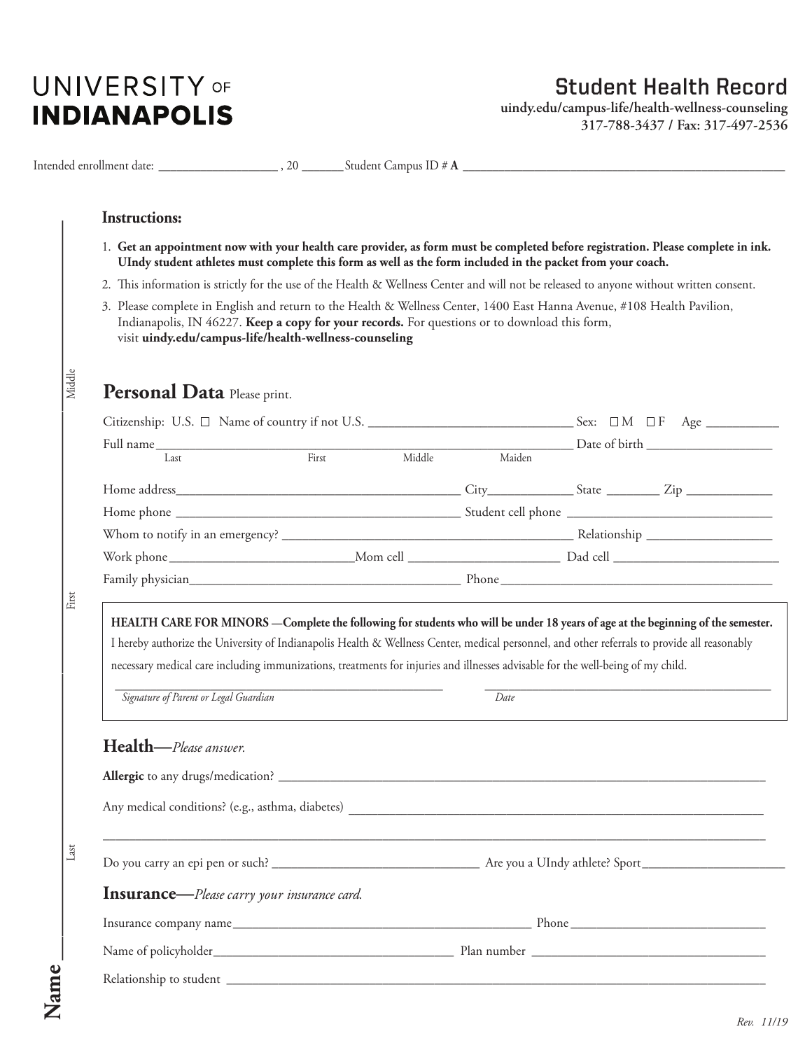# UNIVERSITY OF INDIANAPOLIS

## Student Health Record

**uindy.edu/campus-life/health-wellness-counseling**
**317-788-3437 / Fax: 317-497-2536**

Intended enrollment date: ___________________ , 20 _______ Student Campus ID # **A** ___________________________________________________

### Instructions:

1. **Get an appointment now with your health care provider, as form must be completed before registration. Please complete in ink. UIndy student athletes must complete this form as well as the form included in the packet from your coach.**
2. This information is strictly for the use of the Health & Wellness Center and will not be released to anyone without written consent.
3. Please complete in English and return to the Health & Wellness Center, 1400 East Hanna Avenue, #108 Health Pavilion, Indianapolis, IN 46227. **Keep a copy for your records.** For questions or to download this form, visit **uindy.edu/campus-life/health-wellness-counseling**

## Personal Data Please print.

Citizenship: U.S. ☐ Name of country if not U.S. _______________________________ Sex: ☐ M ☐ F Age ___________

Full name_________________________________________________________________ Date of birth ___________________
Last First Middle Maiden

Home address___________________________________________ City_____________ State ________ Zip _____________

Home phone ___________________________________________ Student cell phone _______________________________

Whom to notify in an emergency? ___________________________________________ Relationship ___________________

Work phone___________________________ Mom cell _______________________ Dad cell _________________________

Family physician__________________________________________ Phone ___________________________________________

**HEALTH CARE FOR MINORS —Complete the following for students who will be under 18 years of age at the beginning of the semester.**
I hereby authorize the University of Indianapolis Health & Wellness Center, medical personnel, and other referrals to provide all reasonably necessary medical care including immunizations, treatments for injuries and illnesses advisable for the well-being of my child.

_________________________________________________ _____________________________________________
*Signature of Parent or Legal Guardian* *Date*

## Health—*Please answer.*

**Allergic** to any drugs/medication? ___________________________________________________________________________

Any medical conditions? (e.g., asthma, diabetes) _________________________________________________________________

_____________________________________________________________________________________________________

Do you carry an epi pen or such? _______________________________ Are you a UIndy athlete? Sport______________________

## Insurance—*Please carry your insurance card.*

Insurance company name_____________________________________________ Phone _______________________________

Name of policyholder____________________________________ Plan number ____________________________________

Relationship to student _________________________________________________________________________________

**Name** _______ Last _______ First _______ Middle _______

Rev. 11/19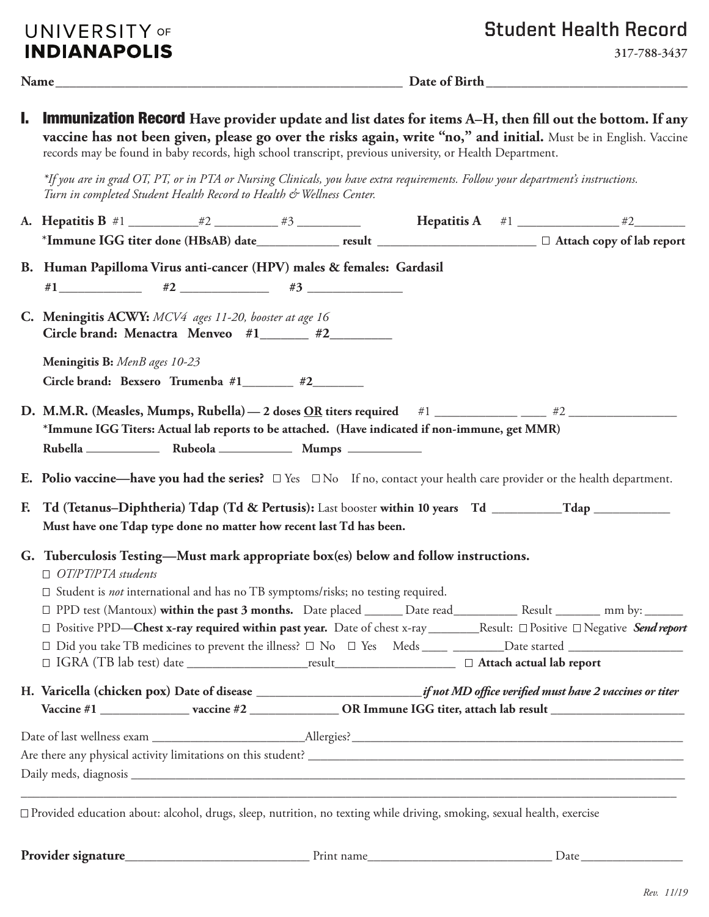UNIVERSITY OF **INDIANAPOLIS**

# Student Health Record

317-788-3437

**Name**\_\_\_\_\_\_\_\_\_\_\_\_\_\_\_\_\_\_\_\_\_\_\_\_\_\_\_\_\_\_\_\_\_\_\_\_\_\_\_\_\_\_\_\_\_\_\_\_\_\_\_\_ **Date of Birth**\_\_\_\_\_\_\_\_\_\_\_\_\_\_\_\_\_\_\_\_\_\_\_\_\_\_\_\_\_\_\_

## I. Immunization Record **Have provider update and list dates for items A–H, then fill out the bottom. If any vaccine has not been given, please go over the risks again, write "no," and initial.** Must be in English. Vaccine records may be found in baby records, high school transcript, previous university, or Health Department.

*\*If you are in grad OT, PT, or in PTA or Nursing Clinicals, you have extra requirements. Follow your department's instructions. Turn in completed Student Health Record to Health & Wellness Center.*

**A. Hepatitis B** #1 \_\_\_\_\_\_\_\_\_\_\_#2 \_\_\_\_\_\_\_\_\_\_ #3 \_\_\_\_\_\_\_\_\_\_ **Hepatitis A** #1 \_\_\_\_\_\_\_\_\_\_\_\_\_\_\_\_ #2\_\_\_\_\_\_\_\_\_
\***Immune IGG titer done (HBsAB) date**\_\_\_\_\_\_\_\_\_\_\_\_\_ **result** \_\_\_\_\_\_\_\_\_\_\_\_\_\_\_\_\_\_\_\_\_\_\_\_\_\_ ☐ **Attach copy of lab report**

**B. Human Papilloma Virus anti-cancer (HPV) males & females: Gardasil**
**#1**\_\_\_\_\_\_\_\_\_\_\_\_\_ **#2** \_\_\_\_\_\_\_\_\_\_\_\_\_\_\_ **#3** \_\_\_\_\_\_\_\_\_\_\_\_\_\_\_\_

**C. Meningitis ACWY:** *MCV4 ages 11-20, booster at age 16*
**Circle brand: Menactra Menveo #1**\_\_\_\_\_\_\_\_ **#2**\_\_\_\_\_\_\_\_\_\_

**Meningitis B:** *MenB ages 10-23*
**Circle brand: Bexsero Trumenba #1**\_\_\_\_\_\_\_\_\_ **#2**\_\_\_\_\_\_\_\_\_

**D. M.M.R. (Measles, Mumps, Rubella) — 2 doses OR titers required** #1 \_\_\_\_\_\_\_\_\_\_\_\_\_\_ \_\_\_\_\_ #2 \_\_\_\_\_\_\_\_\_\_\_\_\_\_\_\_\_\_
**\*Immune IGG Titers: Actual lab reports to be attached. (Have indicated if non-immune, get MMR)**
**Rubella** \_\_\_\_\_\_\_\_\_\_\_\_ **Rubeola** \_\_\_\_\_\_\_\_\_\_\_\_ **Mumps** \_\_\_\_\_\_\_\_\_\_\_\_

**E. Polio vaccine—have you had the series?** ☐ Yes ☐ No If no, contact your health care provider or the health department.

**F. Td (Tetanus–Diphtheria) Tdap (Td & Pertusis):** Last booster **within 10 years Td** \_\_\_\_\_\_\_\_\_\_\_\_**Tdap** \_\_\_\_\_\_\_\_\_\_\_\_\_
**Must have one Tdap type done no matter how recent last Td has been.**

**G. Tuberculosis Testing—Must mark appropriate box(es) below and follow instructions.**
- ☐ *OT/PT/PTA students*
- ☐ Student is *not* international and has no TB symptoms/risks; no testing required.
- ☐ PPD test (Mantoux) **within the past 3 months.** Date placed \_\_\_\_\_\_ Date read\_\_\_\_\_\_\_\_\_\_\_ Result \_\_\_\_\_\_\_ mm by: \_\_\_\_\_\_
- ☐ Positive PPD—**Chest x-ray required within past year.** Date of chest x-ray \_\_\_\_\_\_\_\_\_Result: ☐ Positive ☐ Negative ***Send report***
- ☐ Did you take TB medicines to prevent the illness? ☐ No ☐ Yes Meds \_\_\_\_ \_\_\_\_\_\_\_\_\_Date started \_\_\_\_\_\_\_\_\_\_\_\_\_\_\_\_\_\_\_
- ☐ IGRA (TB lab test) date \_\_\_\_\_\_\_\_\_\_\_\_\_\_\_\_\_\_\_\_result\_\_\_\_\_\_\_\_\_\_\_\_\_\_\_\_\_\_\_\_ ☐ **Attach actual lab report**

**H. Varicella (chicken pox) Date of disease** \_\_\_\_\_\_\_\_\_\_\_\_\_\_\_\_\_\_\_\_\_\_\_\_\_\_\_***if not MD office verified must have 2 vaccines or titer***
**Vaccine #1** \_\_\_\_\_\_\_\_\_\_\_\_\_\_\_ **vaccine #2** \_\_\_\_\_\_\_\_\_\_\_\_\_\_\_ **OR Immune IGG titer, attach lab result** \_\_\_\_\_\_\_\_\_\_\_\_\_\_\_\_\_\_\_\_\_\_

Date of last wellness exam \_\_\_\_\_\_\_\_\_\_\_\_\_\_\_\_\_\_\_\_\_\_\_\_\_Allergies?\_\_\_\_\_\_\_\_\_\_\_\_\_\_\_\_\_\_\_\_\_\_\_\_\_\_\_\_\_\_\_\_\_\_\_\_\_\_\_\_\_\_\_\_\_\_\_\_\_\_\_\_\_\_\_\_
Are there any physical activity limitations on this student? \_\_\_\_\_\_\_\_\_\_\_\_\_\_\_\_\_\_\_\_\_\_\_\_\_\_\_\_\_\_\_\_\_\_\_\_\_\_\_\_\_\_\_\_\_\_\_\_\_\_\_\_\_\_\_\_\_\_\_\_\_\_
Daily meds, diagnosis \_\_\_\_\_\_\_\_\_\_\_\_\_\_\_\_\_\_\_\_\_\_\_\_\_\_\_\_\_\_\_\_\_\_\_\_\_\_\_\_\_\_\_\_\_\_\_\_\_\_\_\_\_\_\_\_\_\_\_\_\_\_\_\_\_\_\_\_\_\_\_\_\_\_\_\_\_\_\_\_\_\_\_\_\_\_\_\_\_\_\_\_\_\_\_\_\_\_\_\_\_\_\_\_\_\_\_

☐ Provided education about: alcohol, drugs, sleep, nutrition, no texting while driving, smoking, sexual health, exercise

**Provider signature**\_\_\_\_\_\_\_\_\_\_\_\_\_\_\_\_\_\_\_\_\_\_\_\_\_\_\_\_\_\_ Print name\_\_\_\_\_\_\_\_\_\_\_\_\_\_\_\_\_\_\_\_\_\_\_\_\_\_\_\_\_\_\_ Date\_\_\_\_\_\_\_\_\_\_\_\_\_\_\_\_\_

*Rev. 11/19*